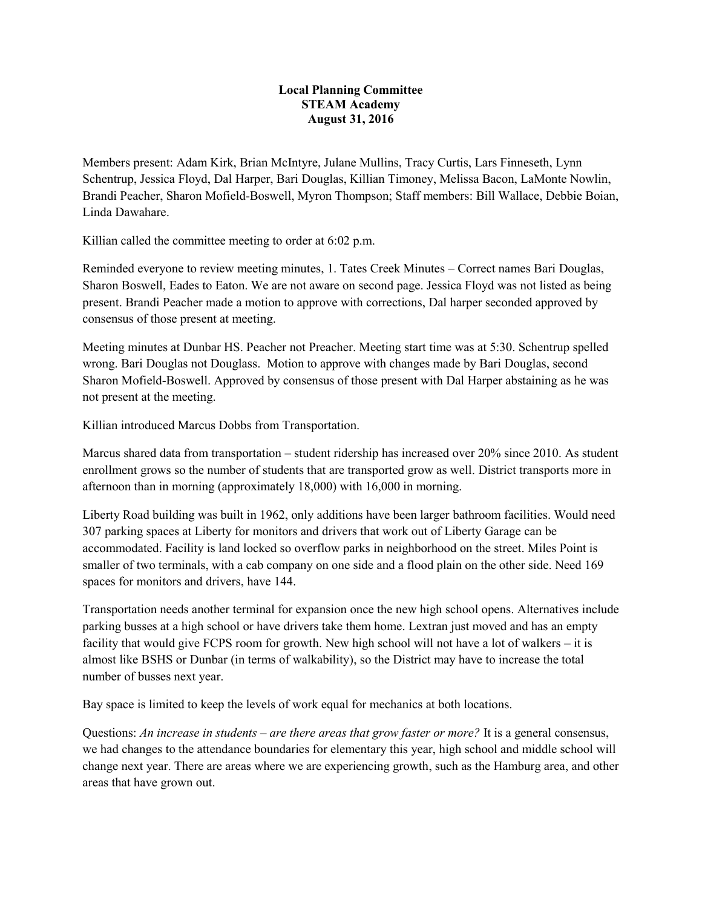**Local Planning Committee**
**STEAM Academy**
**August 31, 2016**

Members present: Adam Kirk, Brian McIntyre, Julane Mullins, Tracy Curtis, Lars Finneseth, Lynn Schentrup, Jessica Floyd, Dal Harper, Bari Douglas, Killian Timoney, Melissa Bacon, LaMonte Nowlin, Brandi Peacher, Sharon Mofield-Boswell, Myron Thompson; Staff members: Bill Wallace, Debbie Boian, Linda Dawahare.

Killian called the committee meeting to order at 6:02 p.m.

Reminded everyone to review meeting minutes, 1. Tates Creek Minutes – Correct names Bari Douglas, Sharon Boswell, Eades to Eaton. We are not aware on second page. Jessica Floyd was not listed as being present. Brandi Peacher made a motion to approve with corrections, Dal harper seconded approved by consensus of those present at meeting.

Meeting minutes at Dunbar HS. Peacher not Preacher. Meeting start time was at 5:30. Schentrup spelled wrong. Bari Douglas not Douglass. Motion to approve with changes made by Bari Douglas, second Sharon Mofield-Boswell. Approved by consensus of those present with Dal Harper abstaining as he was not present at the meeting.

Killian introduced Marcus Dobbs from Transportation.

Marcus shared data from transportation – student ridership has increased over 20% since 2010. As student enrollment grows so the number of students that are transported grow as well. District transports more in afternoon than in morning (approximately 18,000) with 16,000 in morning.

Liberty Road building was built in 1962, only additions have been larger bathroom facilities. Would need 307 parking spaces at Liberty for monitors and drivers that work out of Liberty Garage can be accommodated. Facility is land locked so overflow parks in neighborhood on the street. Miles Point is smaller of two terminals, with a cab company on one side and a flood plain on the other side. Need 169 spaces for monitors and drivers, have 144.

Transportation needs another terminal for expansion once the new high school opens. Alternatives include parking busses at a high school or have drivers take them home. Lextran just moved and has an empty facility that would give FCPS room for growth. New high school will not have a lot of walkers – it is almost like BSHS or Dunbar (in terms of walkability), so the District may have to increase the total number of busses next year.

Bay space is limited to keep the levels of work equal for mechanics at both locations.

Questions: *An increase in students – are there areas that grow faster or more?* It is a general consensus, we had changes to the attendance boundaries for elementary this year, high school and middle school will change next year. There are areas where we are experiencing growth, such as the Hamburg area, and other areas that have grown out.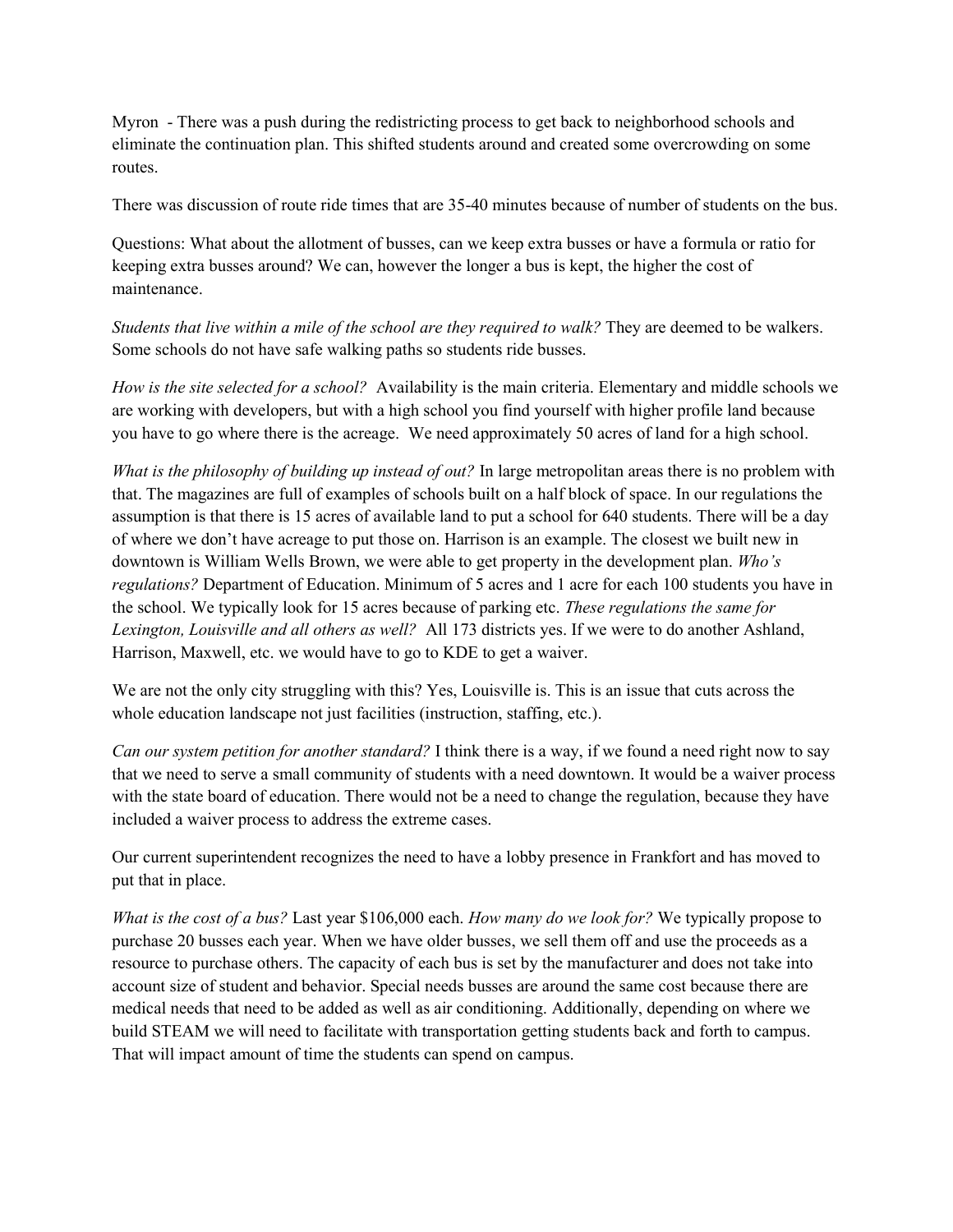Myron - There was a push during the redistricting process to get back to neighborhood schools and eliminate the continuation plan. This shifted students around and created some overcrowding on some routes.

There was discussion of route ride times that are 35-40 minutes because of number of students on the bus.

Questions: What about the allotment of busses, can we keep extra busses or have a formula or ratio for keeping extra busses around? We can, however the longer a bus is kept, the higher the cost of maintenance.

*Students that live within a mile of the school are they required to walk?* They are deemed to be walkers. Some schools do not have safe walking paths so students ride busses.

*How is the site selected for a school?* Availability is the main criteria. Elementary and middle schools we are working with developers, but with a high school you find yourself with higher profile land because you have to go where there is the acreage. We need approximately 50 acres of land for a high school.

*What is the philosophy of building up instead of out?* In large metropolitan areas there is no problem with that. The magazines are full of examples of schools built on a half block of space. In our regulations the assumption is that there is 15 acres of available land to put a school for 640 students. There will be a day of where we don't have acreage to put those on. Harrison is an example. The closest we built new in downtown is William Wells Brown, we were able to get property in the development plan. *Who's regulations?* Department of Education. Minimum of 5 acres and 1 acre for each 100 students you have in the school. We typically look for 15 acres because of parking etc. *These regulations the same for Lexington, Louisville and all others as well?* All 173 districts yes. If we were to do another Ashland, Harrison, Maxwell, etc. we would have to go to KDE to get a waiver.

We are not the only city struggling with this? Yes, Louisville is. This is an issue that cuts across the whole education landscape not just facilities (instruction, staffing, etc.).

*Can our system petition for another standard?* I think there is a way, if we found a need right now to say that we need to serve a small community of students with a need downtown. It would be a waiver process with the state board of education. There would not be a need to change the regulation, because they have included a waiver process to address the extreme cases.

Our current superintendent recognizes the need to have a lobby presence in Frankfort and has moved to put that in place.

*What is the cost of a bus?* Last year $106,000 each. *How many do we look for?* We typically propose to purchase 20 busses each year. When we have older busses, we sell them off and use the proceeds as a resource to purchase others. The capacity of each bus is set by the manufacturer and does not take into account size of student and behavior. Special needs busses are around the same cost because there are medical needs that need to be added as well as air conditioning. Additionally, depending on where we build STEAM we will need to facilitate with transportation getting students back and forth to campus. That will impact amount of time the students can spend on campus.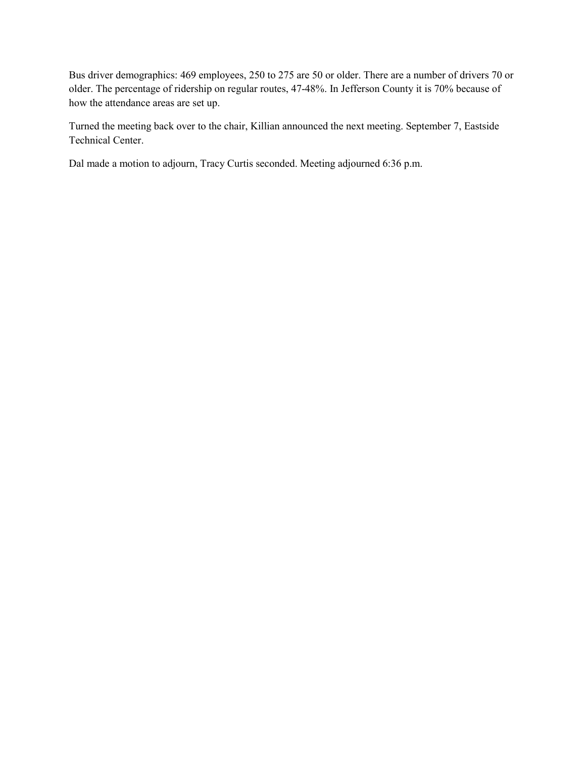Bus driver demographics: 469 employees, 250 to 275 are 50 or older. There are a number of drivers 70 or older. The percentage of ridership on regular routes, 47-48%. In Jefferson County it is 70% because of how the attendance areas are set up.

Turned the meeting back over to the chair, Killian announced the next meeting. September 7, Eastside Technical Center.

Dal made a motion to adjourn, Tracy Curtis seconded. Meeting adjourned 6:36 p.m.